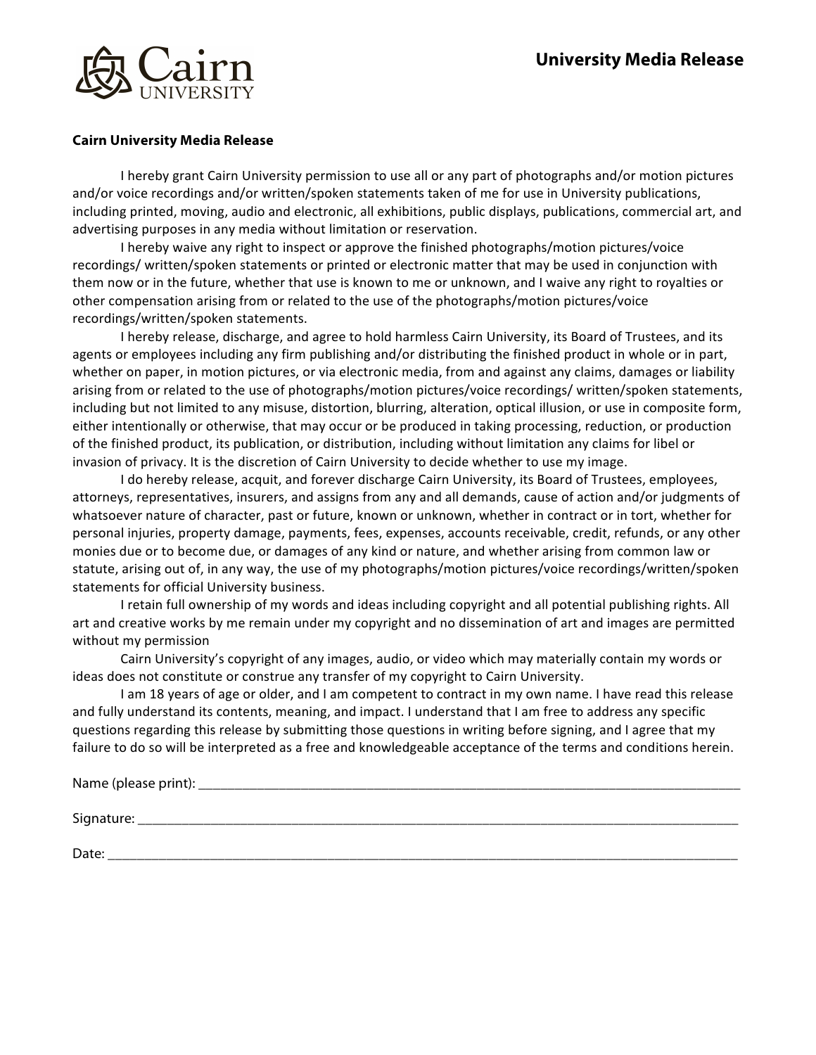# University Media Release

**Cairn University Media Release**

I hereby grant Cairn University permission to use all or any part of photographs and/or motion pictures and/or voice recordings and/or written/spoken statements taken of me for use in University publications, including printed, moving, audio and electronic, all exhibitions, public displays, publications, commercial art, and advertising purposes in any media without limitation or reservation.

I hereby waive any right to inspect or approve the finished photographs/motion pictures/voice recordings/ written/spoken statements or printed or electronic matter that may be used in conjunction with them now or in the future, whether that use is known to me or unknown, and I waive any right to royalties or other compensation arising from or related to the use of the photographs/motion pictures/voice recordings/written/spoken statements.

I hereby release, discharge, and agree to hold harmless Cairn University, its Board of Trustees, and its agents or employees including any firm publishing and/or distributing the finished product in whole or in part, whether on paper, in motion pictures, or via electronic media, from and against any claims, damages or liability arising from or related to the use of photographs/motion pictures/voice recordings/ written/spoken statements, including but not limited to any misuse, distortion, blurring, alteration, optical illusion, or use in composite form, either intentionally or otherwise, that may occur or be produced in taking processing, reduction, or production of the finished product, its publication, or distribution, including without limitation any claims for libel or invasion of privacy. It is the discretion of Cairn University to decide whether to use my image.

I do hereby release, acquit, and forever discharge Cairn University, its Board of Trustees, employees, attorneys, representatives, insurers, and assigns from any and all demands, cause of action and/or judgments of whatsoever nature of character, past or future, known or unknown, whether in contract or in tort, whether for personal injuries, property damage, payments, fees, expenses, accounts receivable, credit, refunds, or any other monies due or to become due, or damages of any kind or nature, and whether arising from common law or statute, arising out of, in any way, the use of my photographs/motion pictures/voice recordings/written/spoken statements for official University business.

I retain full ownership of my words and ideas including copyright and all potential publishing rights. All art and creative works by me remain under my copyright and no dissemination of art and images are permitted without my permission

Cairn University's copyright of any images, audio, or video which may materially contain my words or ideas does not constitute or construe any transfer of my copyright to Cairn University.

I am 18 years of age or older, and I am competent to contract in my own name. I have read this release and fully understand its contents, meaning, and impact. I understand that I am free to address any specific questions regarding this release by submitting those questions in writing before signing, and I agree that my failure to do so will be interpreted as a free and knowledgeable acceptance of the terms and conditions herein.

Name (please print): ______________________________________________

Signature: ______________________________________________

Date: ______________________________________________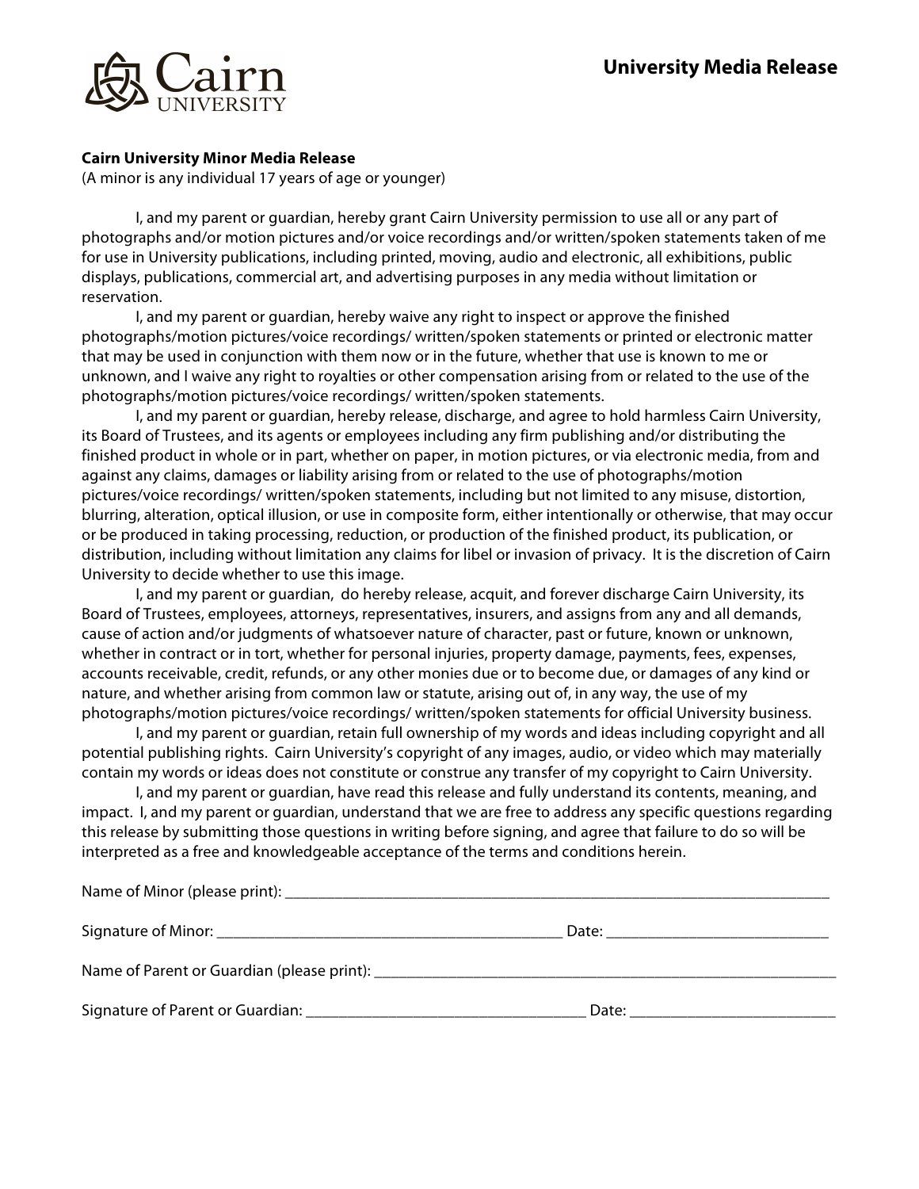# University Media Release

**Cairn University Minor Media Release**

(A minor is any individual 17 years of age or younger)

I, and my parent or guardian, hereby grant Cairn University permission to use all or any part of photographs and/or motion pictures and/or voice recordings and/or written/spoken statements taken of me for use in University publications, including printed, moving, audio and electronic, all exhibitions, public displays, publications, commercial art, and advertising purposes in any media without limitation or reservation.

I, and my parent or guardian, hereby waive any right to inspect or approve the finished photographs/motion pictures/voice recordings/ written/spoken statements or printed or electronic matter that may be used in conjunction with them now or in the future, whether that use is known to me or unknown, and I waive any right to royalties or other compensation arising from or related to the use of the photographs/motion pictures/voice recordings/ written/spoken statements.

I, and my parent or guardian, hereby release, discharge, and agree to hold harmless Cairn University, its Board of Trustees, and its agents or employees including any firm publishing and/or distributing the finished product in whole or in part, whether on paper, in motion pictures, or via electronic media, from and against any claims, damages or liability arising from or related to the use of photographs/motion pictures/voice recordings/ written/spoken statements, including but not limited to any misuse, distortion, blurring, alteration, optical illusion, or use in composite form, either intentionally or otherwise, that may occur or be produced in taking processing, reduction, or production of the finished product, its publication, or distribution, including without limitation any claims for libel or invasion of privacy. It is the discretion of Cairn University to decide whether to use this image.

I, and my parent or guardian, do hereby release, acquit, and forever discharge Cairn University, its Board of Trustees, employees, attorneys, representatives, insurers, and assigns from any and all demands, cause of action and/or judgments of whatsoever nature of character, past or future, known or unknown, whether in contract or in tort, whether for personal injuries, property damage, payments, fees, expenses, accounts receivable, credit, refunds, or any other monies due or to become due, or damages of any kind or nature, and whether arising from common law or statute, arising out of, in any way, the use of my photographs/motion pictures/voice recordings/ written/spoken statements for official University business.

I, and my parent or guardian, retain full ownership of my words and ideas including copyright and all potential publishing rights. Cairn University's copyright of any images, audio, or video which may materially contain my words or ideas does not constitute or construe any transfer of my copyright to Cairn University.

I, and my parent or guardian, have read this release and fully understand its contents, meaning, and impact. I, and my parent or guardian, understand that we are free to address any specific questions regarding this release by submitting those questions in writing before signing, and agree that failure to do so will be interpreted as a free and knowledgeable acceptance of the terms and conditions herein.

Name of Minor (please print): ______________________________________________

Signature of Minor: ______________________________ Date: ____________________

Name of Parent or Guardian (please print): ______________________________________

Signature of Parent or Guardian: _________________________ Date: __________________